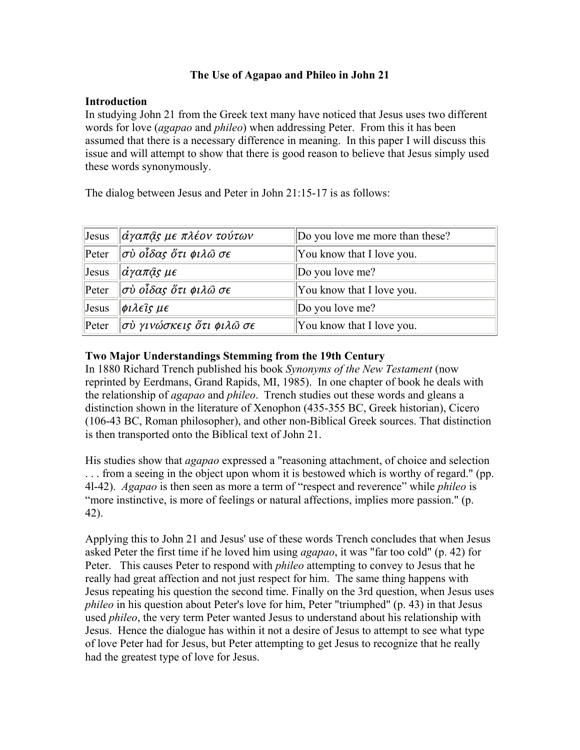# The Use of Agapao and Phileo in John 21

## Introduction

In studying John 21 from the Greek text many have noticed that Jesus uses two different words for love (*agapao* and *phileo*) when addressing Peter. From this it has been assumed that there is a necessary difference in meaning. In this paper I will discuss this issue and will attempt to show that there is good reason to believe that Jesus simply used these words synonymously.

The dialog between Jesus and Peter in John 21:15-17 is as follows:

| | | |
|---|---|---|
| Jesus | ἀγαπᾷς με πλέον τούτων | Do you love me more than these? |
| Peter | σὺ οἶδας ὅτι φιλῶ σε | You know that I love you. |
| Jesus | ἀγαπᾷς με | Do you love me? |
| Peter | σὺ οἶδας ὅτι φιλῶ σε | You know that I love you. |
| Jesus | φιλεῖς με | Do you love me? |
| Peter | σὺ γινώσκεις ὅτι φιλῶ σε | You know that I love you. |

## Two Major Understandings Stemming from the 19th Century

In 1880 Richard Trench published his book *Synonyms of the New Testament* (now reprinted by Eerdmans, Grand Rapids, MI, 1985). In one chapter of book he deals with the relationship of *agapao* and *phileo*. Trench studies out these words and gleans a distinction shown in the literature of Xenophon (435-355 BC, Greek historian), Cicero (106-43 BC, Roman philosopher), and other non-Biblical Greek sources. That distinction is then transported onto the Biblical text of John 21.

His studies show that *agapao* expressed a "reasoning attachment, of choice and selection . . . from a seeing in the object upon whom it is bestowed which is worthy of regard." (pp. 4l-42). *Agapao* is then seen as more a term of "respect and reverence" while *phileo* is "more instinctive, is more of feelings or natural affections, implies more passion." (p. 42).

Applying this to John 21 and Jesus' use of these words Trench concludes that when Jesus asked Peter the first time if he loved him using *agapao*, it was "far too cold" (p. 42) for Peter. This causes Peter to respond with *phileo* attempting to convey to Jesus that he really had great affection and not just respect for him. The same thing happens with Jesus repeating his question the second time. Finally on the 3rd question, when Jesus uses *phileo* in his question about Peter's love for him, Peter "triumphed" (p. 43) in that Jesus used *phileo*, the very term Peter wanted Jesus to understand about his relationship with Jesus. Hence the dialogue has within it not a desire of Jesus to attempt to see what type of love Peter had for Jesus, but Peter attempting to get Jesus to recognize that he really had the greatest type of love for Jesus.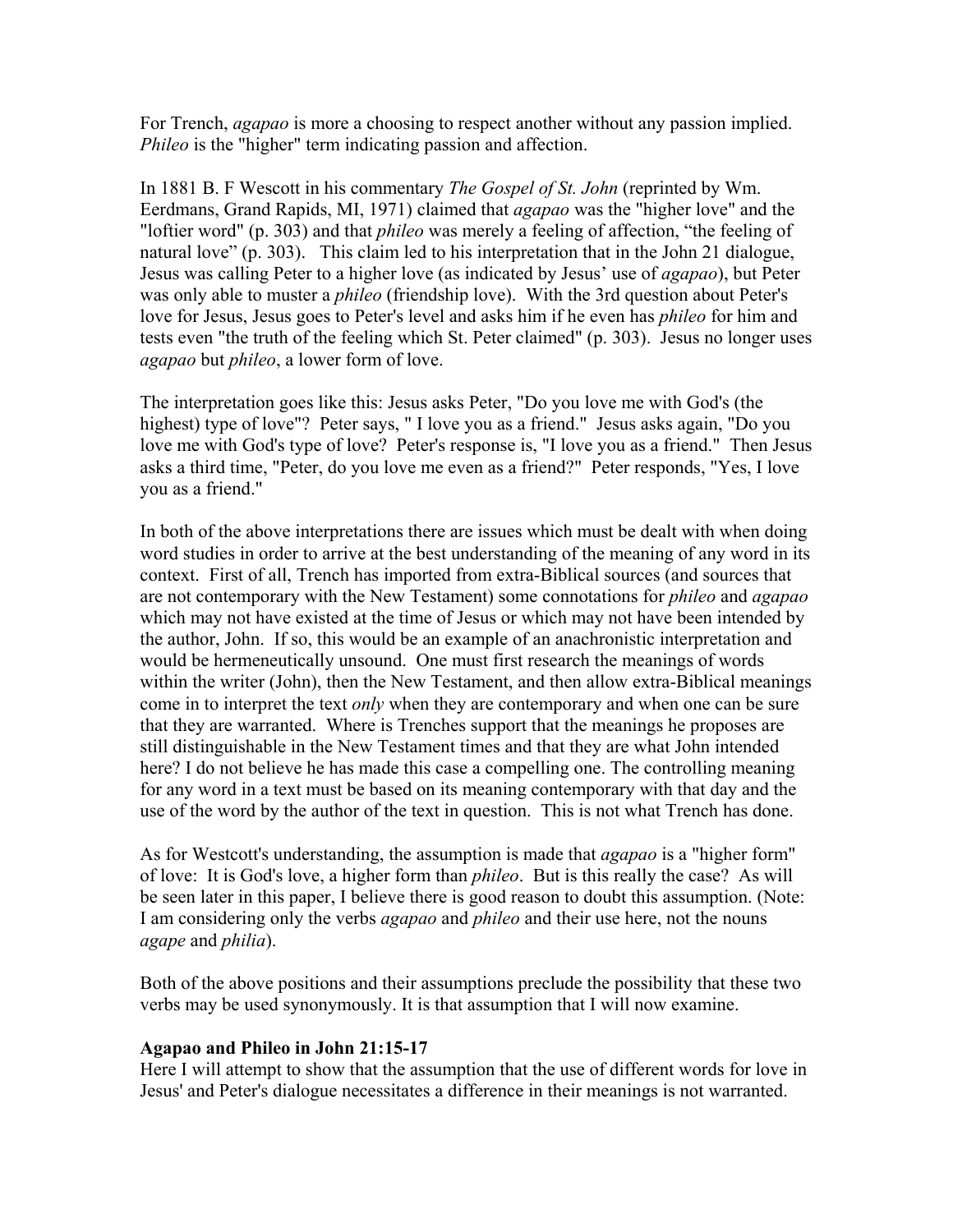For Trench, *agapao* is more a choosing to respect another without any passion implied. *Phileo* is the "higher" term indicating passion and affection.

In 1881 B. F Wescott in his commentary *The Gospel of St. John* (reprinted by Wm. Eerdmans, Grand Rapids, MI, 1971) claimed that *agapao* was the "higher love" and the "loftier word" (p. 303) and that *phileo* was merely a feeling of affection, "the feeling of natural love" (p. 303). This claim led to his interpretation that in the John 21 dialogue, Jesus was calling Peter to a higher love (as indicated by Jesus' use of *agapao*), but Peter was only able to muster a *phileo* (friendship love). With the 3rd question about Peter's love for Jesus, Jesus goes to Peter's level and asks him if he even has *phileo* for him and tests even "the truth of the feeling which St. Peter claimed" (p. 303). Jesus no longer uses *agapao* but *phileo*, a lower form of love.

The interpretation goes like this: Jesus asks Peter, "Do you love me with God's (the highest) type of love"? Peter says, " I love you as a friend." Jesus asks again, "Do you love me with God's type of love? Peter's response is, "I love you as a friend." Then Jesus asks a third time, "Peter, do you love me even as a friend?" Peter responds, "Yes, I love you as a friend."

In both of the above interpretations there are issues which must be dealt with when doing word studies in order to arrive at the best understanding of the meaning of any word in its context. First of all, Trench has imported from extra-Biblical sources (and sources that are not contemporary with the New Testament) some connotations for *phileo* and *agapao* which may not have existed at the time of Jesus or which may not have been intended by the author, John. If so, this would be an example of an anachronistic interpretation and would be hermeneutically unsound. One must first research the meanings of words within the writer (John), then the New Testament, and then allow extra-Biblical meanings come in to interpret the text *only* when they are contemporary and when one can be sure that they are warranted. Where is Trenches support that the meanings he proposes are still distinguishable in the New Testament times and that they are what John intended here? I do not believe he has made this case a compelling one. The controlling meaning for any word in a text must be based on its meaning contemporary with that day and the use of the word by the author of the text in question. This is not what Trench has done.

As for Westcott's understanding, the assumption is made that *agapao* is a "higher form" of love: It is God's love, a higher form than *phileo*. But is this really the case? As will be seen later in this paper, I believe there is good reason to doubt this assumption. (Note: I am considering only the verbs *agapao* and *phileo* and their use here, not the nouns *agape* and *philia*).

Both of the above positions and their assumptions preclude the possibility that these two verbs may be used synonymously. It is that assumption that I will now examine.

**Agapao and Phileo in John 21:15-17**

Here I will attempt to show that the assumption that the use of different words for love in Jesus' and Peter's dialogue necessitates a difference in their meanings is not warranted.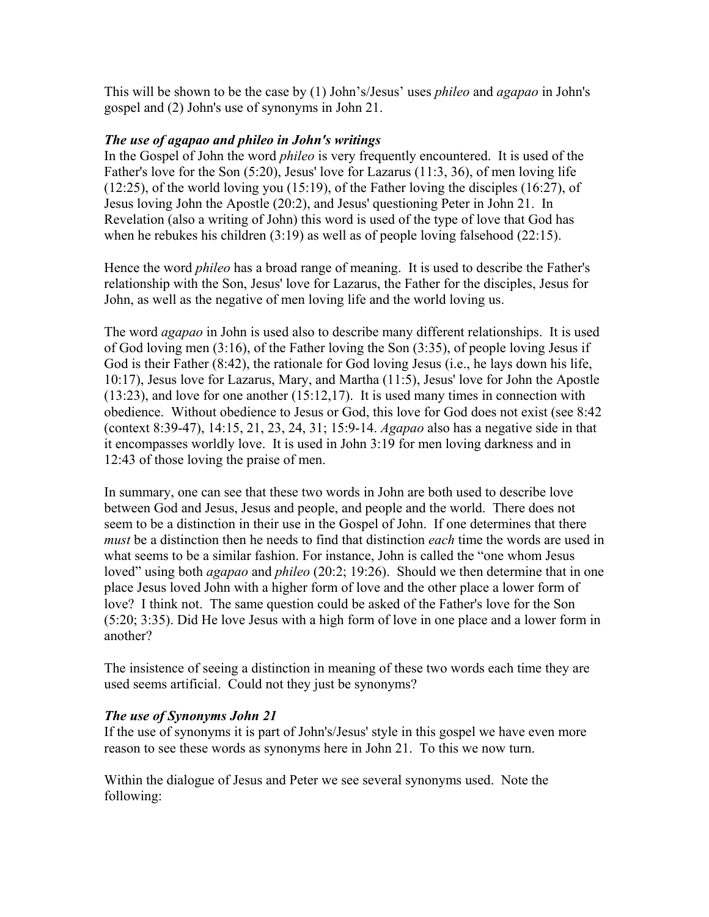This will be shown to be the case by (1) John's/Jesus' uses *phileo* and *agapao* in John's gospel and (2) John's use of synonyms in John 21.

### *The use of agapao and phileo in John's writings*

In the Gospel of John the word *phileo* is very frequently encountered. It is used of the Father's love for the Son (5:20), Jesus' love for Lazarus (11:3, 36), of men loving life (12:25), of the world loving you (15:19), of the Father loving the disciples (16:27), of Jesus loving John the Apostle (20:2), and Jesus' questioning Peter in John 21. In Revelation (also a writing of John) this word is used of the type of love that God has when he rebukes his children (3:19) as well as of people loving falsehood (22:15).

Hence the word *phileo* has a broad range of meaning. It is used to describe the Father's relationship with the Son, Jesus' love for Lazarus, the Father for the disciples, Jesus for John, as well as the negative of men loving life and the world loving us.

The word *agapao* in John is used also to describe many different relationships. It is used of God loving men (3:16), of the Father loving the Son (3:35), of people loving Jesus if God is their Father (8:42), the rationale for God loving Jesus (i.e., he lays down his life, 10:17), Jesus love for Lazarus, Mary, and Martha (11:5), Jesus' love for John the Apostle (13:23), and love for one another (15:12,17). It is used many times in connection with obedience. Without obedience to Jesus or God, this love for God does not exist (see 8:42 (context 8:39-47), 14:15, 21, 23, 24, 31; 15:9-14. *Agapao* also has a negative side in that it encompasses worldly love. It is used in John 3:19 for men loving darkness and in 12:43 of those loving the praise of men.

In summary, one can see that these two words in John are both used to describe love between God and Jesus, Jesus and people, and people and the world. There does not seem to be a distinction in their use in the Gospel of John. If one determines that there *must* be a distinction then he needs to find that distinction *each* time the words are used in what seems to be a similar fashion. For instance, John is called the "one whom Jesus loved" using both *agapao* and *phileo* (20:2; 19:26). Should we then determine that in one place Jesus loved John with a higher form of love and the other place a lower form of love? I think not. The same question could be asked of the Father's love for the Son (5:20; 3:35). Did He love Jesus with a high form of love in one place and a lower form in another?

The insistence of seeing a distinction in meaning of these two words each time they are used seems artificial. Could not they just be synonyms?

### *The use of Synonyms John 21*

If the use of synonyms it is part of John's/Jesus' style in this gospel we have even more reason to see these words as synonyms here in John 21. To this we now turn.

Within the dialogue of Jesus and Peter we see several synonyms used. Note the following: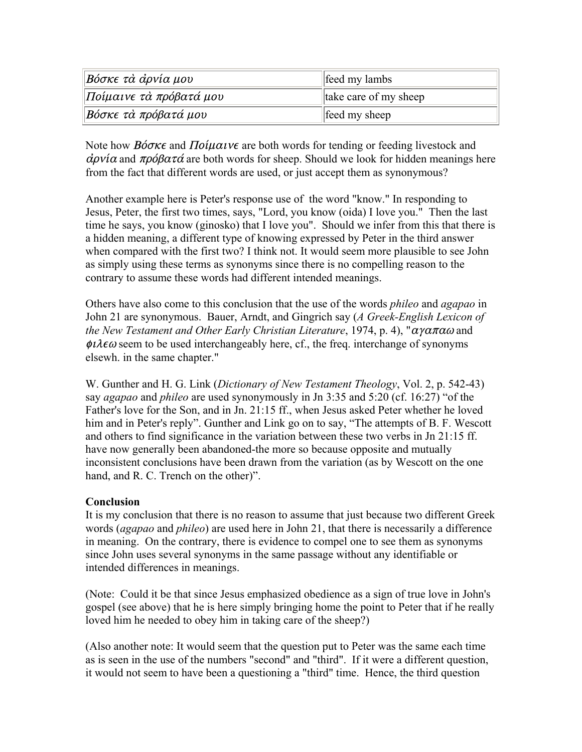| Βόσκε τὰ ἀρνία μου | feed my lambs |
|---|---|
| Ποίμαινε τὰ πρόβατά μου | take care of my sheep |
| Βόσκε τὰ πρόβατά μου | feed my sheep |

Note how *Βόσκε* and *Ποίμαινε* are both words for tending or feeding livestock and *ἀρνία* and *πρόβατά* are both words for sheep. Should we look for hidden meanings here from the fact that different words are used, or just accept them as synonymous?

Another example here is Peter's response use of the word "know." In responding to Jesus, Peter, the first two times, says, "Lord, you know (oida) I love you." Then the last time he says, you know (ginosko) that I love you". Should we infer from this that there is a hidden meaning, a different type of knowing expressed by Peter in the third answer when compared with the first two? I think not. It would seem more plausible to see John as simply using these terms as synonyms since there is no compelling reason to the contrary to assume these words had different intended meanings.

Others have also come to this conclusion that the use of the words *phileo* and *agapao* in John 21 are synonymous. Bauer, Arndt, and Gingrich say (*A Greek-English Lexicon of the New Testament and Other Early Christian Literature*, 1974, p. 4), "*αγαπαω* and *φιλεω* seem to be used interchangeably here, cf., the freq. interchange of synonyms elsewh. in the same chapter."

W. Gunther and H. G. Link (*Dictionary of New Testament Theology*, Vol. 2, p. 542-43) say *agapao* and *phileo* are used synonymously in Jn 3:35 and 5:20 (cf. 16:27) "of the Father's love for the Son, and in Jn. 21:15 ff., when Jesus asked Peter whether he loved him and in Peter's reply". Gunther and Link go on to say, "The attempts of B. F. Wescott and others to find significance in the variation between these two verbs in Jn 21:15 ff. have now generally been abandoned-the more so because opposite and mutually inconsistent conclusions have been drawn from the variation (as by Wescott on the one hand, and R. C. Trench on the other)".

**Conclusion**

It is my conclusion that there is no reason to assume that just because two different Greek words (*agapao* and *phileo*) are used here in John 21, that there is necessarily a difference in meaning. On the contrary, there is evidence to compel one to see them as synonyms since John uses several synonyms in the same passage without any identifiable or intended differences in meanings.

(Note: Could it be that since Jesus emphasized obedience as a sign of true love in John's gospel (see above) that he is here simply bringing home the point to Peter that if he really loved him he needed to obey him in taking care of the sheep?)

(Also another note: It would seem that the question put to Peter was the same each time as is seen in the use of the numbers "second" and "third". If it were a different question, it would not seem to have been a questioning a "third" time. Hence, the third question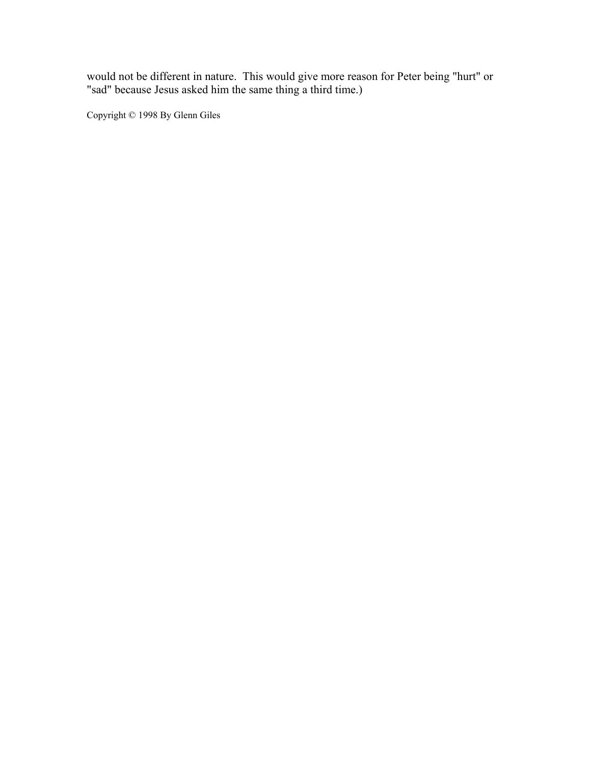would not be different in nature.  This would give more reason for Peter being "hurt" or "sad" because Jesus asked him the same thing a third time.)

Copyright © 1998 By Glenn Giles